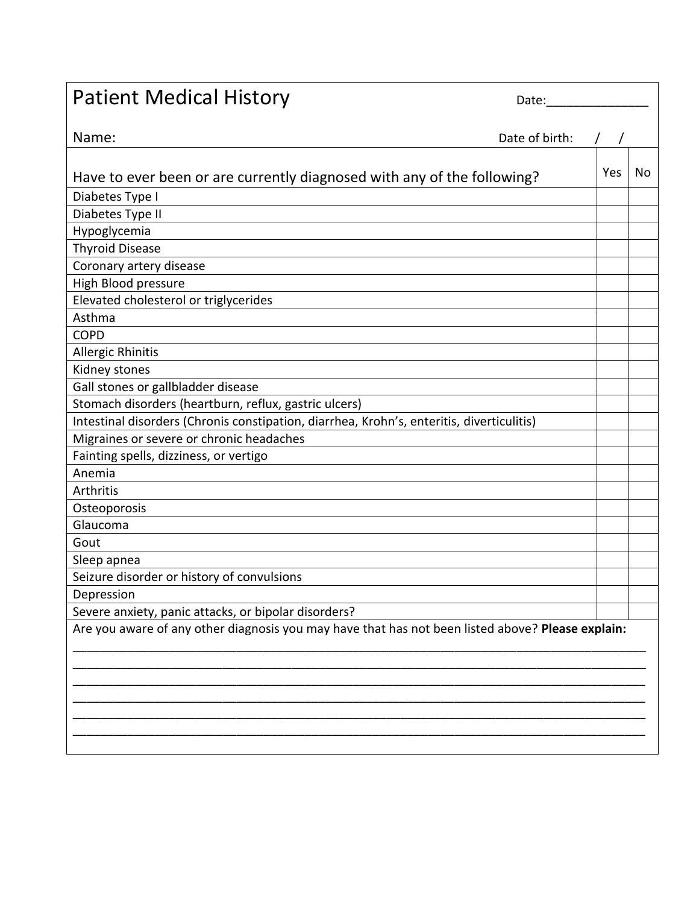# Patient Medical History

Date:_______________

Name: Date of birth: / /

| Have to ever been or are currently diagnosed with any of the following? | Yes | No |
|---|---|---|
| Diabetes Type I | | |
| Diabetes Type II | | |
| Hypoglycemia | | |
| Thyroid Disease | | |
| Coronary artery disease | | |
| High Blood pressure | | |
| Elevated cholesterol or triglycerides | | |
| Asthma | | |
| COPD | | |
| Allergic Rhinitis | | |
| Kidney stones | | |
| Gall stones or gallbladder disease | | |
| Stomach disorders (heartburn, reflux, gastric ulcers) | | |
| Intestinal disorders (Chronis constipation, diarrhea, Krohn's, enteritis, diverticulitis) | | |
| Migraines or severe or chronic headaches | | |
| Fainting spells, dizziness, or vertigo | | |
| Anemia | | |
| Arthritis | | |
| Osteoporosis | | |
| Glaucoma | | |
| Gout | | |
| Sleep apnea | | |
| Seizure disorder or history of convulsions | | |
| Depression | | |
| Severe anxiety, panic attacks, or bipolar disorders? | | |

Are you aware of any other diagnosis you may have that has not been listed above? **Please explain:**

______________________________________________________________________________________

______________________________________________________________________________________

______________________________________________________________________________________

______________________________________________________________________________________

______________________________________________________________________________________

______________________________________________________________________________________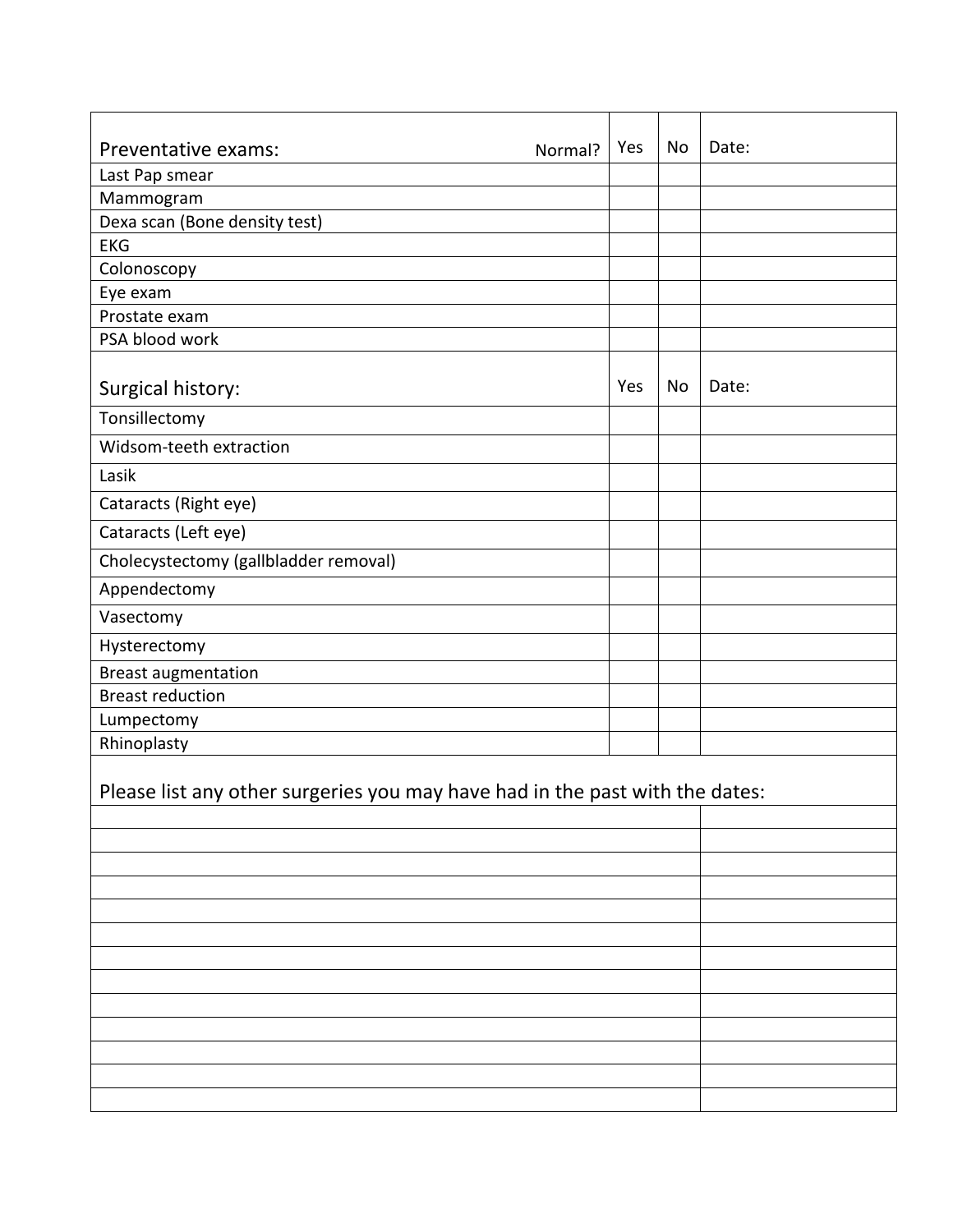| Preventative exams: Normal? | Yes | No | Date: |
|---|---|---|---|
| Last Pap smear | | | |
| Mammogram | | | |
| Dexa scan (Bone density test) | | | |
| EKG | | | |
| Colonoscopy | | | |
| Eye exam | | | |
| Prostate exam | | | |
| PSA blood work | | | |

| Surgical history: | Yes | No | Date: |
|---|---|---|---|
| Tonsillectomy | | | |
| Widsom-teeth extraction | | | |
| Lasik | | | |
| Cataracts (Right eye) | | | |
| Cataracts (Left eye) | | | |
| Cholecystectomy (gallbladder removal) | | | |
| Appendectomy | | | |
| Vasectomy | | | |
| Hysterectomy | | | |
| Breast augmentation | | | |
| Breast reduction | | | |
| Lumpectomy | | | |
| Rhinoplasty | | | |

Please list any other surgeries you may have had in the past with the dates:

| | |
|---|---|
| | |
| | |
| | |
| | |
| | |
| | |
| | |
| | |
| | |
| | |
| | |
| | |
| | |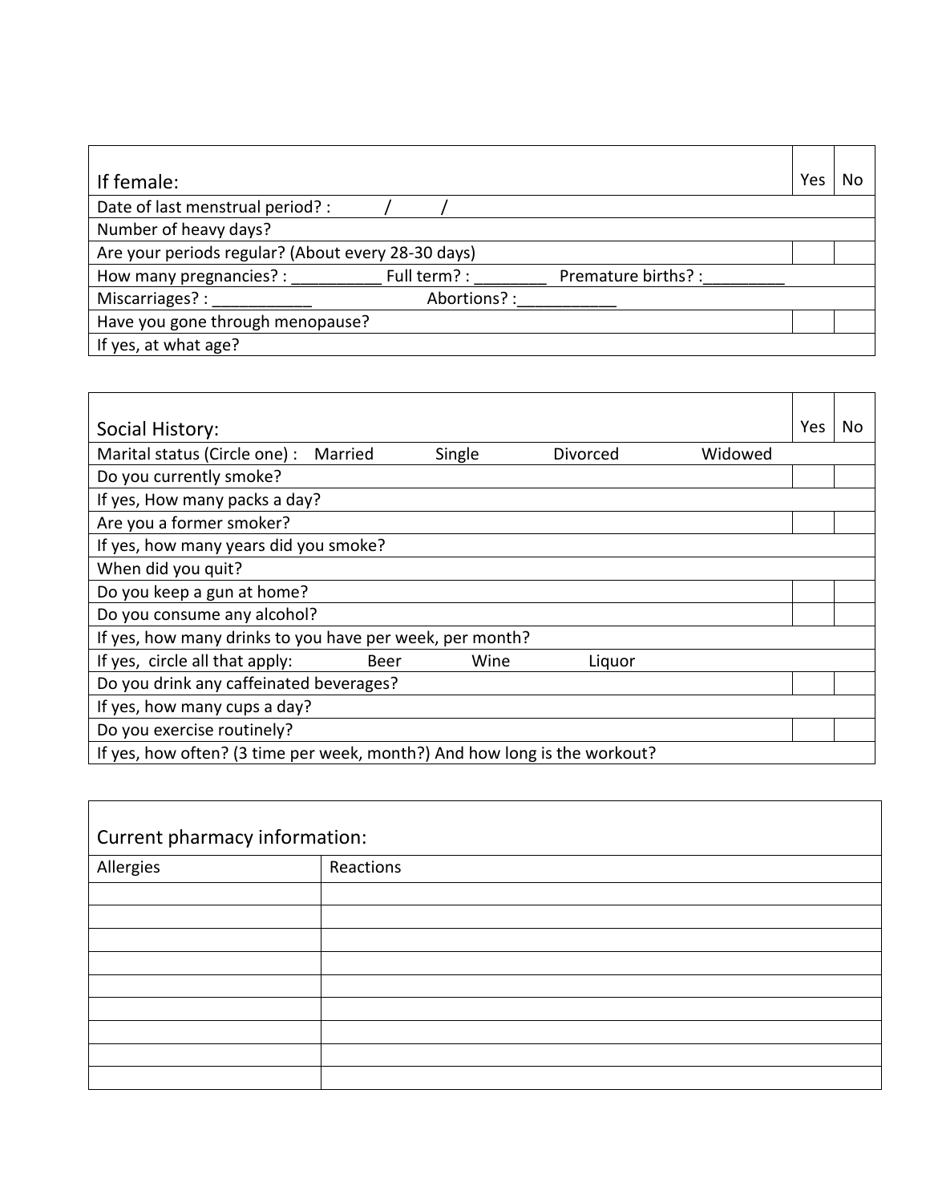| If female: | Yes | No |
| --- | --- | --- |
| Date of last menstrual period? : / / | | |
| Number of heavy days? | | |
| Are your periods regular? (About every 28-30 days) | | |
| How many pregnancies? : __________ Full term? : ________ Premature births? :_________ | | |
| Miscarriages? : ___________ Abortions? :___________ | | |
| Have you gone through menopause? | | |
| If yes, at what age? | | |

| Social History: | Yes | No |
| --- | --- | --- |
| Marital status (Circle one) : Married Single Divorced Widowed | | |
| Do you currently smoke? | | |
| If yes, How many packs a day? | | |
| Are you a former smoker? | | |
| If yes, how many years did you smoke? | | |
| When did you quit? | | |
| Do you keep a gun at home? | | |
| Do you consume any alcohol? | | |
| If yes, how many drinks to you have per week, per month? | | |
| If yes, circle all that apply: Beer Wine Liquor | | |
| Do you drink any caffeinated beverages? | | |
| If yes, how many cups a day? | | |
| Do you exercise routinely? | | |
| If yes, how often? (3 time per week, month?) And how long is the workout? | | |

**Current pharmacy information:**

| Allergies | Reactions |
| --- | --- |
| | |
| | |
| | |
| | |
| | |
| | |
| | |
| | |
| | |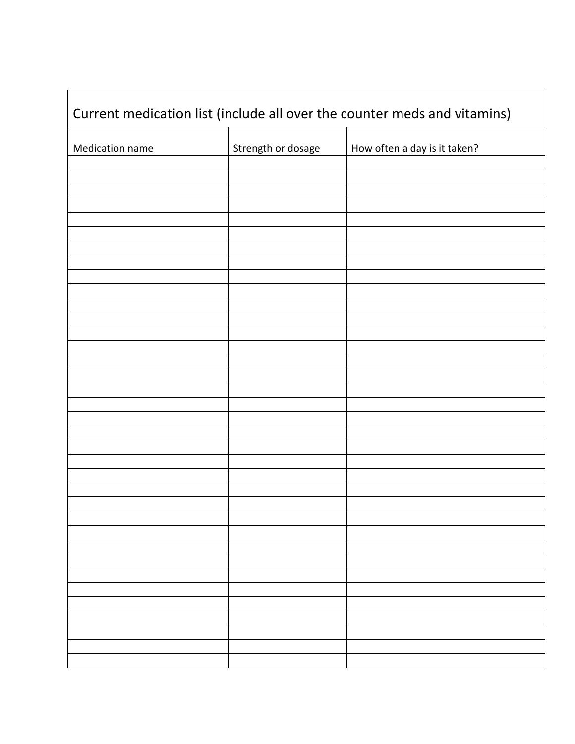| Current medication list (include all over the counter meds and vitamins) | | |
| --- | --- | --- |
| Medication name | Strength or dosage | How often a day is it taken? |
| | | |
| | | |
| | | |
| | | |
| | | |
| | | |
| | | |
| | | |
| | | |
| | | |
| | | |
| | | |
| | | |
| | | |
| | | |
| | | |
| | | |
| | | |
| | | |
| | | |
| | | |
| | | |
| | | |
| | | |
| | | |
| | | |
| | | |
| | | |
| | | |
| | | |
| | | |
| | | |
| | | |
| | | |
| | | |
| | | |